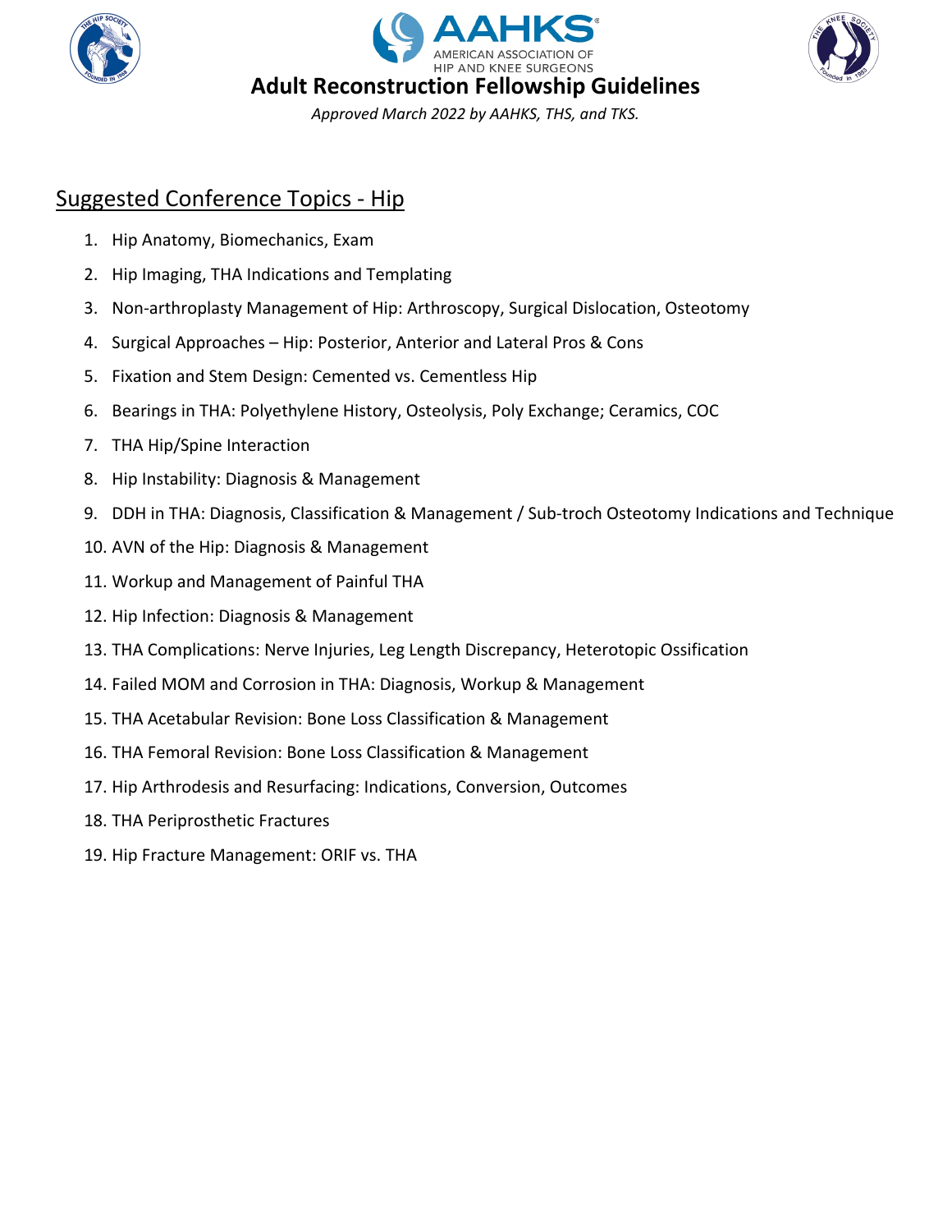# Adult Reconstruction Fellowship Guidelines

*Approved March 2022 by AAHKS, THS, and TKS.*

## Suggested Conference Topics - Hip

1. Hip Anatomy, Biomechanics, Exam
2. Hip Imaging, THA Indications and Templating
3. Non-arthroplasty Management of Hip: Arthroscopy, Surgical Dislocation, Osteotomy
4. Surgical Approaches – Hip: Posterior, Anterior and Lateral Pros & Cons
5. Fixation and Stem Design: Cemented vs. Cementless Hip
6. Bearings in THA: Polyethylene History, Osteolysis, Poly Exchange; Ceramics, COC
7. THA Hip/Spine Interaction
8. Hip Instability: Diagnosis & Management
9. DDH in THA: Diagnosis, Classification & Management / Sub-troch Osteotomy Indications and Technique
10. AVN of the Hip: Diagnosis & Management
11. Workup and Management of Painful THA
12. Hip Infection: Diagnosis & Management
13. THA Complications: Nerve Injuries, Leg Length Discrepancy, Heterotopic Ossification
14. Failed MOM and Corrosion in THA: Diagnosis, Workup & Management
15. THA Acetabular Revision: Bone Loss Classification & Management
16. THA Femoral Revision: Bone Loss Classification & Management
17. Hip Arthrodesis and Resurfacing: Indications, Conversion, Outcomes
18. THA Periprosthetic Fractures
19. Hip Fracture Management: ORIF vs. THA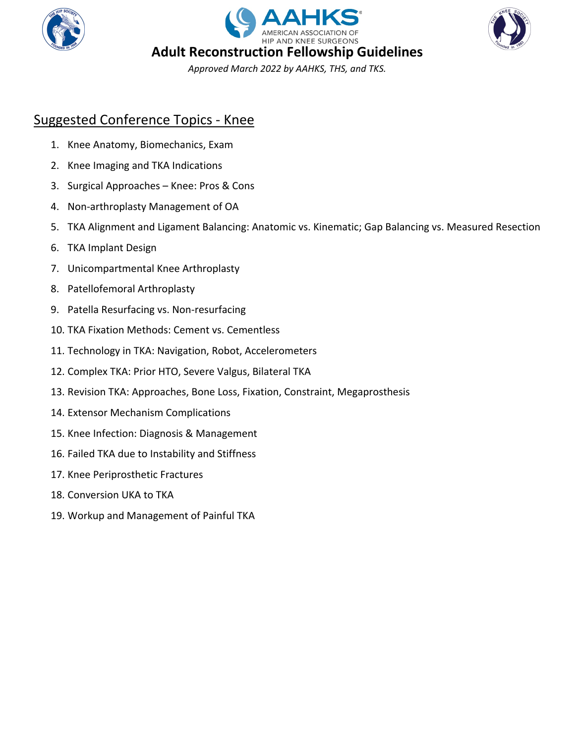## Suggested Conference Topics - Knee

1. Knee Anatomy, Biomechanics, Exam
2. Knee Imaging and TKA Indications
3. Surgical Approaches – Knee: Pros & Cons
4. Non-arthroplasty Management of OA
5. TKA Alignment and Ligament Balancing: Anatomic vs. Kinematic; Gap Balancing vs. Measured Resection
6. TKA Implant Design
7. Unicompartmental Knee Arthroplasty
8. Patellofemoral Arthroplasty
9. Patella Resurfacing vs. Non-resurfacing
10. TKA Fixation Methods: Cement vs. Cementless
11. Technology in TKA: Navigation, Robot, Accelerometers
12. Complex TKA: Prior HTO, Severe Valgus, Bilateral TKA
13. Revision TKA: Approaches, Bone Loss, Fixation, Constraint, Megaprosthesis
14. Extensor Mechanism Complications
15. Knee Infection: Diagnosis & Management
16. Failed TKA due to Instability and Stiffness
17. Knee Periprosthetic Fractures
18. Conversion UKA to TKA
19. Workup and Management of Painful TKA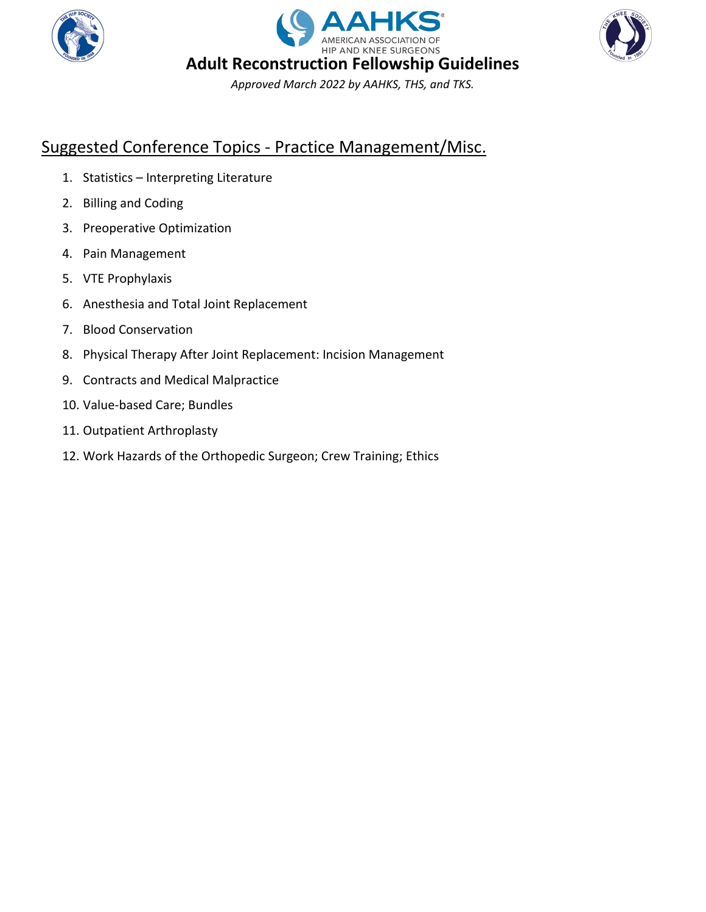## Suggested Conference Topics - Practice Management/Misc.

1. Statistics – Interpreting Literature
2. Billing and Coding
3. Preoperative Optimization
4. Pain Management
5. VTE Prophylaxis
6. Anesthesia and Total Joint Replacement
7. Blood Conservation
8. Physical Therapy After Joint Replacement: Incision Management
9. Contracts and Medical Malpractice
10. Value-based Care; Bundles
11. Outpatient Arthroplasty
12. Work Hazards of the Orthopedic Surgeon; Crew Training; Ethics